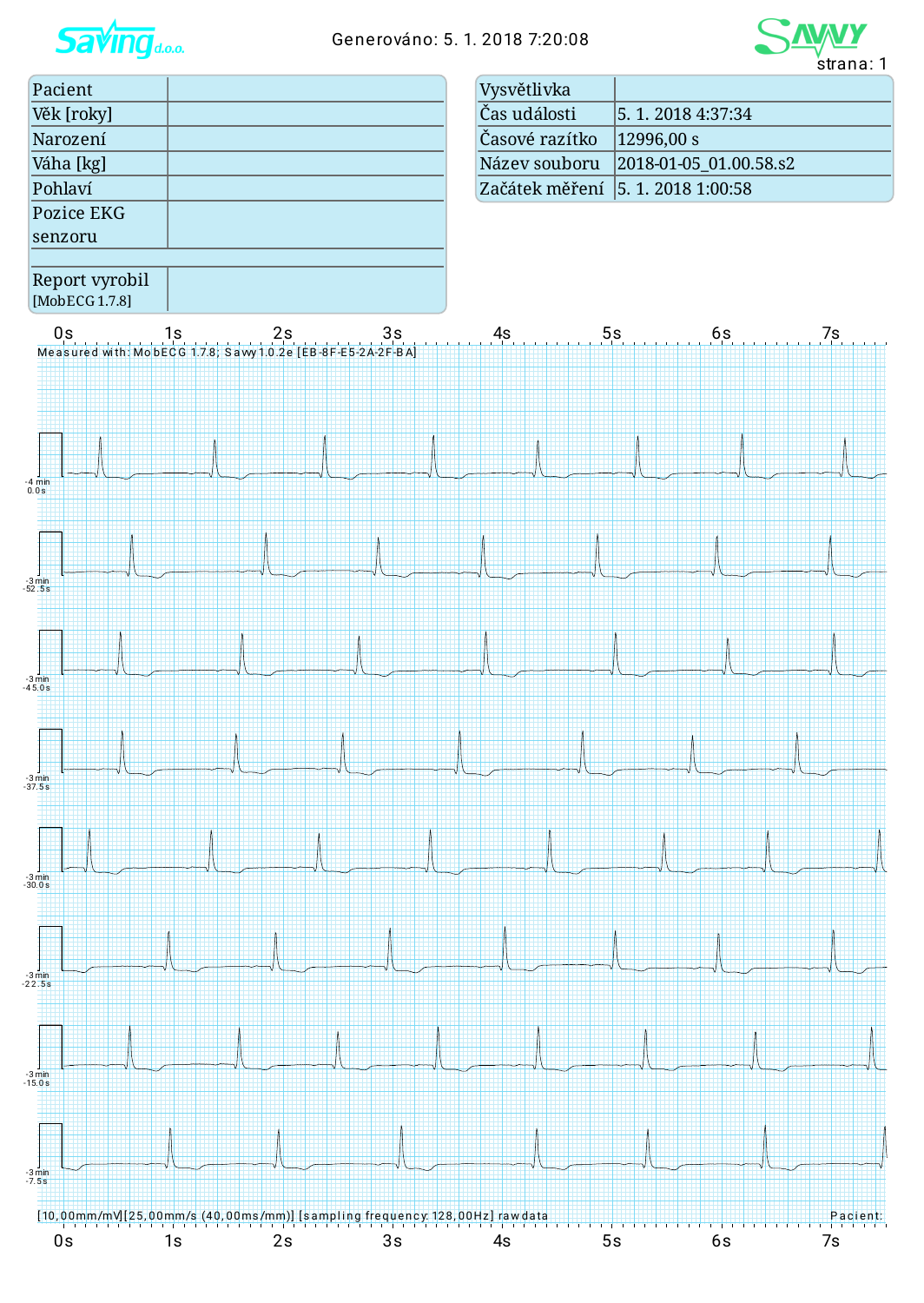Generováno: 5. 1. 2018 7:20:08

| Pacient | |
|---|---|
| Věk [roky] | |
| Narození | |
| Váha [kg] | |
| Pohlaví | |
| Pozice EKG senzoru | |
| | |
| Report vyrobil [MobECG 1.7.8] | |

| Vysvětlivka | |
|---|---|
| Čas události | 5. 1. 2018 4:37:34 |
| Časové razítko | 12996,00 s |
| Název souboru | 2018-01-05_01.00.58.s2 |
| Začátek měření | 5. 1. 2018 1:00:58 |

0s 1s 2s 3s 4s 5s 6s 7s

Measured with: MobECG 1.7.8; Savvy 1.0.2e [EB-8F-E5-2A-2F-BA]

-4 min 0.0s

-3 min -52.5s

-3 min -45.0s

-3 min -37.5s

-3 min -30.0s

-3 min -22.5s

-3 min -15.0s

-3 min -7.5s

[10,00mm/mV][25,00mm/s (40,00ms/mm)] [sampling frequency: 128,00Hz] rawdata

Pacient:

0s 1s 2s 3s 4s 5s 6s 7s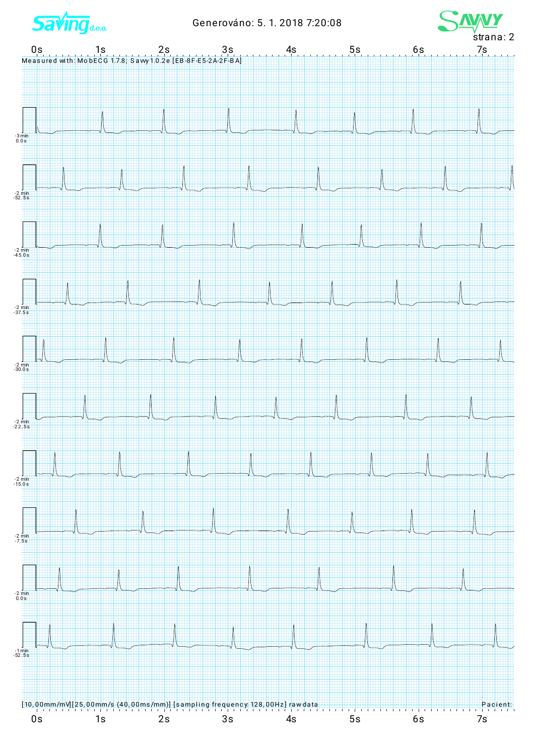Generováno: 5. 1. 2018 7:20:08

strana: 2

0s 1s 2s 3s 4s 5s 6s 7s

Measured with: MobECG 1.7.8; Sawy 1.0.2e [EB-8F-E5-2A-2F-BA]

-3 min
0.0 s

-2 min
-52.5 s

-2 min
-45.0 s

-2 min
-37.5 s

-2 min
-30.0 s

-2 min
-22.5 s

-2 min
-15.0 s

-2 min
-7.5 s

-2 min
0.0 s

-1 min
-52.5 s

[10,00mm/mV][25,00mm/s (40,00ms/mm)] [sampling frequency: 128,00Hz] raw data

Pacient:

0s 1s 2s 3s 4s 5s 6s 7s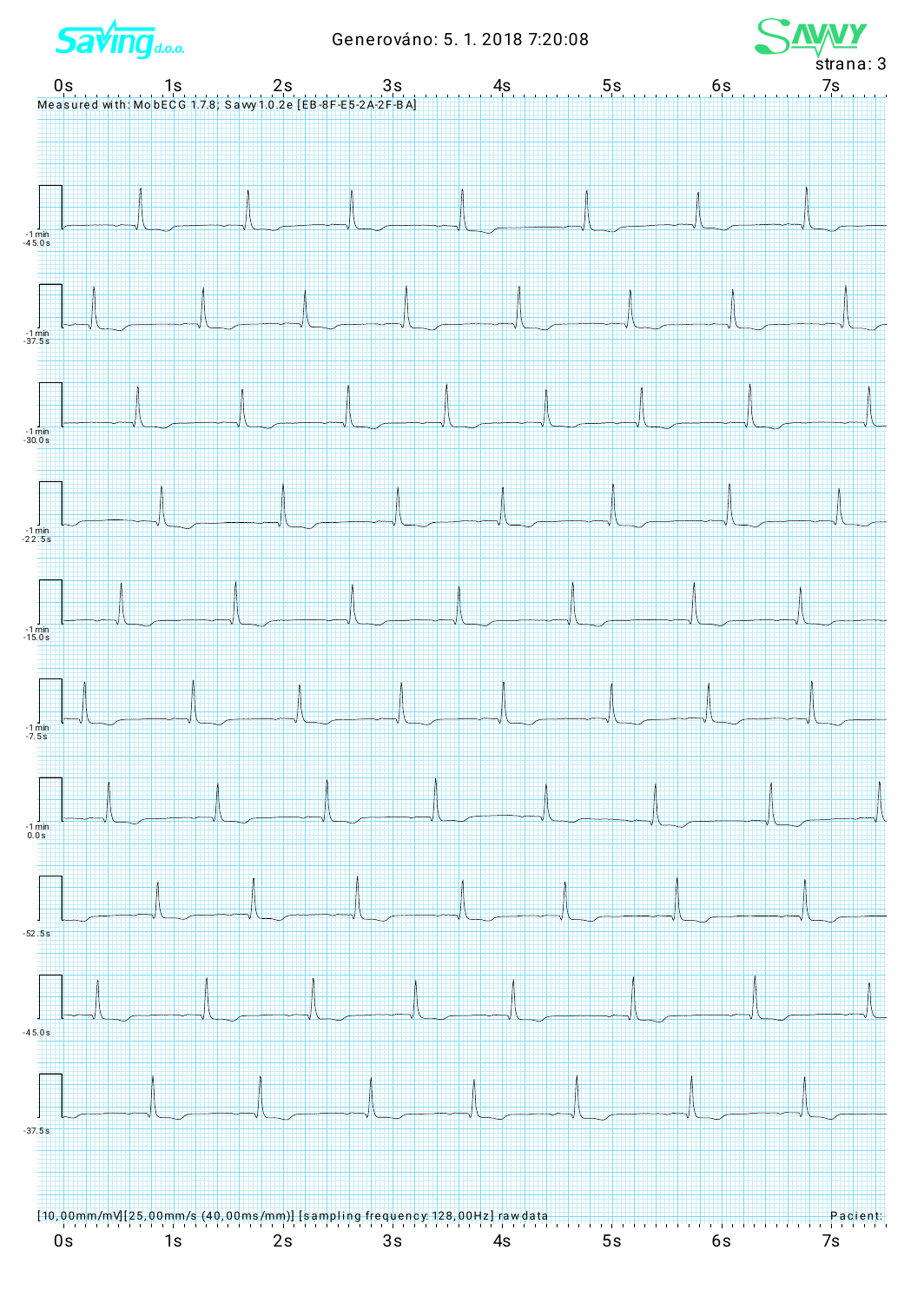Generováno: 5. 1. 2018 7:20:08

strana: 3

0s 1s 2s 3s 4s 5s 6s 7s

Measured with: MobECG 1.7.8; Sawy 1.0.2e [EB-8F-E5-2A-2F-BA]

-1 min -45.0 s

-1 min -37.5 s

-1 min -30.0 s

-1 min -22.5 s

-1 min -15.0 s

-1 min -7.5 s

-1 min 0.0 s

-52.5 s

-45.0 s

-37.5 s

[10,00mm/mV][25,00mm/s (40,00ms/mm)] [sampling frequency: 128,00Hz] rawdata

Pacient:

0s 1s 2s 3s 4s 5s 6s 7s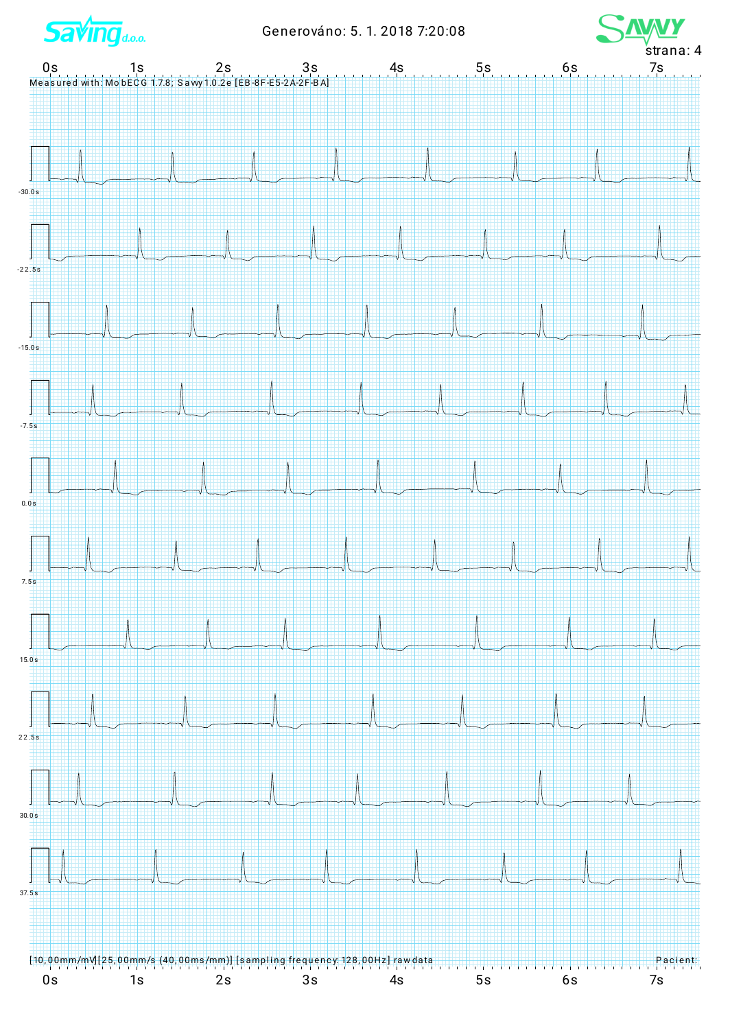Generováno: 5. 1. 2018 7:20:08

0s 1s 2s 3s 4s 5s 6s 7s

Measured with: MobECG 1.7.8; Sawy 1.0.2e [EB-8F-E5-2A-2F-BA]

-30.0s

-22.5s

-15.0s

-7.5s

0.0s

7.5s

15.0s

22.5s

30.0s

37.5s

[10,00mm/mV][25,00mm/s (40,00ms/mm)] [sampling frequency: 128,00Hz] raw data

Pacient:

0s 1s 2s 3s 4s 5s 6s 7s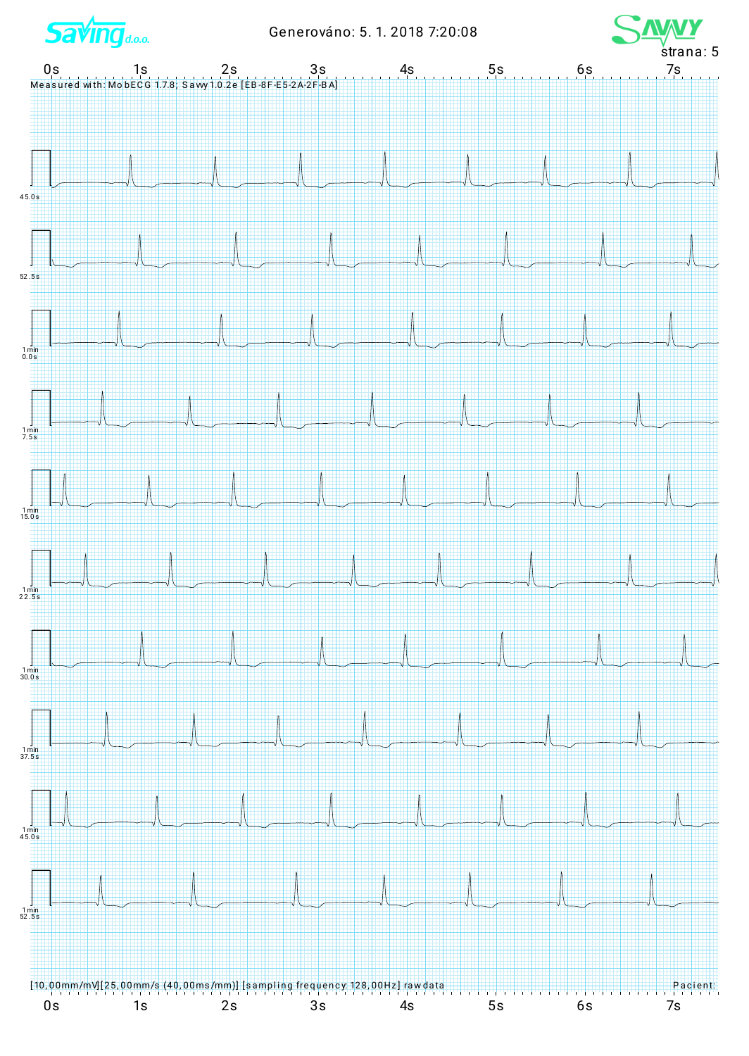Generováno: 5. 1. 2018 7:20:08

Measured with: MobECG 1.7.8; Savvy 1.0.2e [EB-8F-E5-2A-2F-BA]

0s 1s 2s 3s 4s 5s 6s 7s

45.0s

52.5s

1 min 0.0s

1 min 7.5s

1 min 15.0s

1 min 22.5s

1 min 30.0s

1 min 37.5s

1 min 45.0s

1 min 52.5s

[10,00mm/mV][25,00mm/s (40,00ms/mm)] [sampling frequency: 128,00Hz] rawdata

Pacient:

0s 1s 2s 3s 4s 5s 6s 7s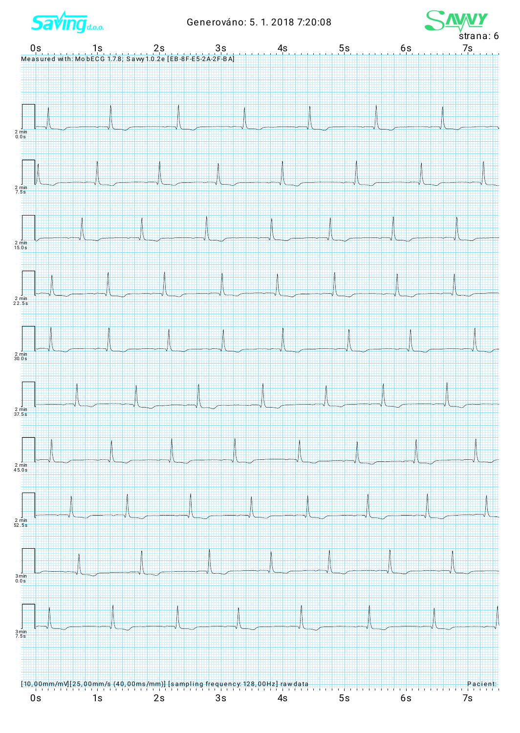Generováno: 5. 1. 2018 7:20:08

Measured with: MobECG 1.7.8; Savvy 1.0.2e [EB-8F-E5-2A-2F-BA]

0s 1s 2s 3s 4s 5s 6s 7s

2 min 0.0s

2 min 7.5s

2 min 15.0s

2 min 22.5s

2 min 30.0s

2 min 37.5s

2 min 45.0s

2 min 52.5s

3 min 0.0s

3 min 7.5s

[10,00mm/mV][25,00mm/s (40,00ms/mm)] [sampling frequency: 128,00Hz] rawdata

Pacient:

0s 1s 2s 3s 4s 5s 6s 7s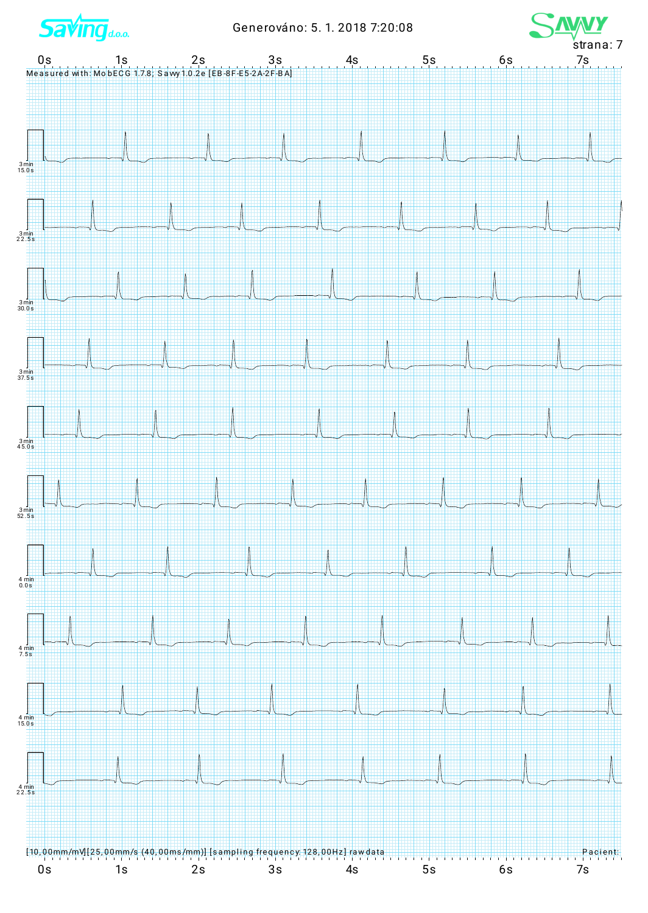Generováno: 5. 1. 2018 7:20:08

0s 1s 2s 3s 4s 5s 6s 7s

Measured with: MobECG 1.7.8; Sawy 1.0.2e [EB-8F-E5-2A-2F-BA]

3 min 15.0 s

3 min 22.5 s

3 min 30.0 s

3 min 37.5 s

3 min 45.0 s

3 min 52.5 s

4 min 0.0 s

4 min 7.5 s

4 min 15.0 s

4 min 22.5 s

[10,00mm/mV][25,00mm/s (40,00ms/mm)] [sampling frequency: 128,00Hz] rawdata

Pacient:

0s 1s 2s 3s 4s 5s 6s 7s